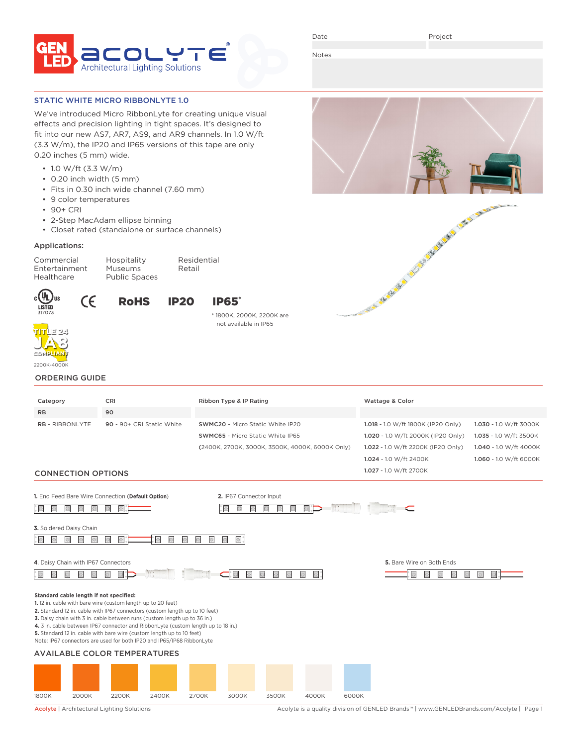GEN LED | ACOLYTE® Architectural Lighting Solutions

| Date | Project |
|---|---|
| | |

Notes

## STATIC WHITE MICRO RIBBONLYTE 1.0

We've introduced Micro RibbonLyte for creating unique visual effects and precision lighting in tight spaces. It's designed to fit into our new AS7, AR7, AS9, and AR9 channels. In 1.0 W/ft (3.3 W/m), the IP20 and IP65 versions of this tape are only 0.20 inches (5 mm) wide.

- 1.0 W/ft (3.3 W/m)
- 0.20 inch width (5 mm)
- Fits in 0.30 inch wide channel (7.60 mm)
- 9 color temperatures
- 90+ CRI
- 2-Step MacAdam ellipse binning
- Closet rated (standalone or surface channels)

### Applications:

Commercial
Entertainment
Healthcare
Hospitality
Museums
Public Spaces
Residential
Retail

c UL us LISTED 317073 | CE | RoHS | IP20 | IP65*

* 1800K, 2000K, 2200K are not available in IP65

TITLE 24 JA8 COMPLIANT
2200K-4000K

## ORDERING GUIDE

| Category | CRI | Ribbon Type & IP Rating | Wattage & Color | |
|---|---|---|---|---|
| RB | 90 | | | |
| RB - RIBBONLYTE | 90 - 90+ CRI Static White | SWMC20 - Micro Static White IP20 | 1.018 - 1.0 W/ft 1800K (IP20 Only) | 1.030 - 1.0 W/ft 3000K |
| | | SWMC65 - Micro Static White IP65 | 1.020 - 1.0 W/ft 2000K (IP20 Only) | 1.035 - 1.0 W/ft 3500K |
| | | (2400K, 2700K, 3000K, 3500K, 4000K, 6000K Only) | 1.022 - 1.0 W/ft 2200K (IP20 Only) | 1.040 - 1.0 W/ft 4000K |
| | | | 1.024 - 1.0 W/ft 2400K | 1.060 - 1.0 W/ft 6000K |
| | | | 1.027 - 1.0 W/ft 2700K | |

## CONNECTION OPTIONS

**1.** End Feed Bare Wire Connection (**Default Option**)

**2.** IP67 Connector Input

**3.** Soldered Daisy Chain

**4.** Daisy Chain with IP67 Connectors

**5.** Bare Wire on Both Ends

**Standard cable length if not specified:**

**1.** 12 in. cable with bare wire (custom length up to 20 feet)
**2.** Standard 12 in. cable with IP67 connectors (custom length up to 10 feet)
**3.** Daisy chain with 3 in. cable between runs (custom length up to 36 in.)
**4.** 3 in. cable between IP67 connector and RibbonLyte (custom length up to 18 in.)
**5.** Standard 12 in. cable with bare wire (custom length up to 10 feet)
Note: IP67 connectors are used for both IP20 and IP65/IP68 RibbonLyte

## AVAILABLE COLOR TEMPERATURES

1800K | 2000K | 2200K | 2400K | 2700K | 3000K | 3500K | 4000K | 6000K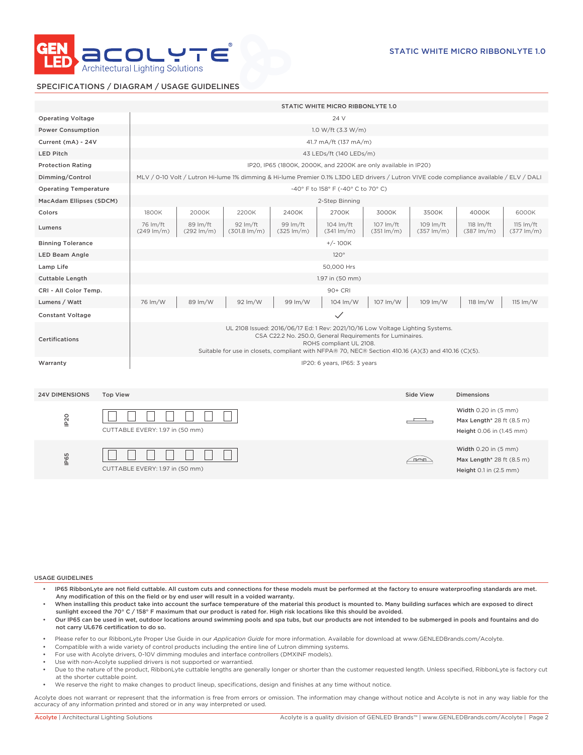## SPECIFICATIONS / DIAGRAM / USAGE GUIDELINES

| | STATIC WHITE MICRO RIBBONLYTE 1.0 | | | | | | | | |
|---|---|---|---|---|---|---|---|---|---|
| Operating Voltage | 24 V | | | | | | | | |
| Power Consumption | 1.0 W/ft (3.3 W/m) | | | | | | | | |
| Current (mA) - 24V | 41.7 mA/ft (137 mA/m) | | | | | | | | |
| LED Pitch | 43 LEDs/ft (140 LEDs/m) | | | | | | | | |
| Protection Rating | IP20, IP65 (1800K, 2000K, and 2200K are only available in IP20) | | | | | | | | |
| Dimming/Control | MLV / 0-10 Volt / Lutron Hi-lume 1% dimming & Hi-lume Premier 0.1% L3D0 LED drivers / Lutron VIVE code compliance available / ELV / DALI | | | | | | | | |
| Operating Temperature | -40° F to 158° F (-40° C to 70° C) | | | | | | | | |
| MacAdam Ellipses (SDCM) | 2-Step Binning | | | | | | | | |
| Colors | 1800K | 2000K | 2200K | 2400K | 2700K | 3000K | 3500K | 4000K | 6000K |
| Lumens | 76 lm/ft (249 lm/m) | 89 lm/ft (292 lm/m) | 92 lm/ft (301.8 lm/m) | 99 lm/ft (325 lm/m) | 104 lm/ft (341 lm/m) | 107 lm/ft (351 lm/m) | 109 lm/ft (357 lm/m) | 118 lm/ft (387 lm/m) | 115 lm/ft (377 lm/m) |
| Binning Tolerance | +/- 100K | | | | | | | | |
| LED Beam Angle | 120° | | | | | | | | |
| Lamp Life | 50,000 Hrs | | | | | | | | |
| Cuttable Length | 1.97 in (50 mm) | | | | | | | | |
| CRI - All Color Temp. | 90+ CRI | | | | | | | | |
| Lumens / Watt | 76 lm/W | 89 lm/W | 92 lm/W | 99 lm/W | 104 lm/W | 107 lm/W | 109 lm/W | 118 lm/W | 115 lm/W |
| Constant Voltage | ✓ | | | | | | | | |
| Certifications | UL 2108 Issued: 2016/06/17 Ed: 1 Rev: 2021/10/16 Low Voltage Lighting Systems. CSA C22.2 No. 250.0, General Requirements for Luminaires. ROHS compliant UL 2108. Suitable for use in closets, compliant with NFPA® 70, NEC® Section 410.16 (A)(3) and 410.16 (C)(5). | | | | | | | | |
| Warranty | IP20: 6 years, IP65: 3 years | | | | | | | | |

| 24V DIMENSIONS | Top View | Side View | Dimensions |
|---|---|---|---|
| IP20 | CUTTABLE EVERY: 1.97 in (50 mm) | | **Width** 0.20 in (5 mm)<br>**Max Length*** 28 ft (8.5 m)<br>**Height** 0.06 in (1.45 mm) |
| IP65 | CUTTABLE EVERY: 1.97 in (50 mm) | | **Width** 0.20 in (5 mm)<br>**Max Length*** 28 ft (8.5 m)<br>**Height** 0.1 in (2.5 mm) |

### USAGE GUIDELINES

- **IP65 RibbonLyte are not field cuttable. All custom cuts and connections for these models must be performed at the factory to ensure waterproofing standards are met. Any modification of this on the field or by end user will result in a voided warranty.**
- **When installing this product take into account the surface temperature of the material this product is mounted to. Many building surfaces which are exposed to direct sunlight exceed the 70° C / 158° F maximum that our product is rated for. High risk locations like this should be avoided.**
- **Our IP65 can be used in wet, outdoor locations around swimming pools and spa tubs, but our products are not intended to be submerged in pools and fountains and do not carry UL676 certification to do so.**

- Please refer to our RibbonLyte Proper Use Guide in our *Application Guide* for more information. Available for download at www.GENLEDBrands.com/Acolyte.
- Compatible with a wide variety of control products including the entire line of Lutron dimming systems.
- For use with Acolyte drivers, 0-10V dimming modules and interface controllers (DMXINF models).
- Use with non-Acolyte supplied drivers is not supported or warrantied.
- Due to the nature of the product, RibbonLyte cuttable lengths are generally longer or shorter than the customer requested length. Unless specified, RibbonLyte is factory cut at the shorter cuttable point.
- We reserve the right to make changes to product lineup, specifications, design and finishes at any time without notice.

Acolyte does not warrant or represent that the information is free from errors or omission. The information may change without notice and Acolyte is not in any way liable for the accuracy of any information printed and stored or in any way interpreted or used.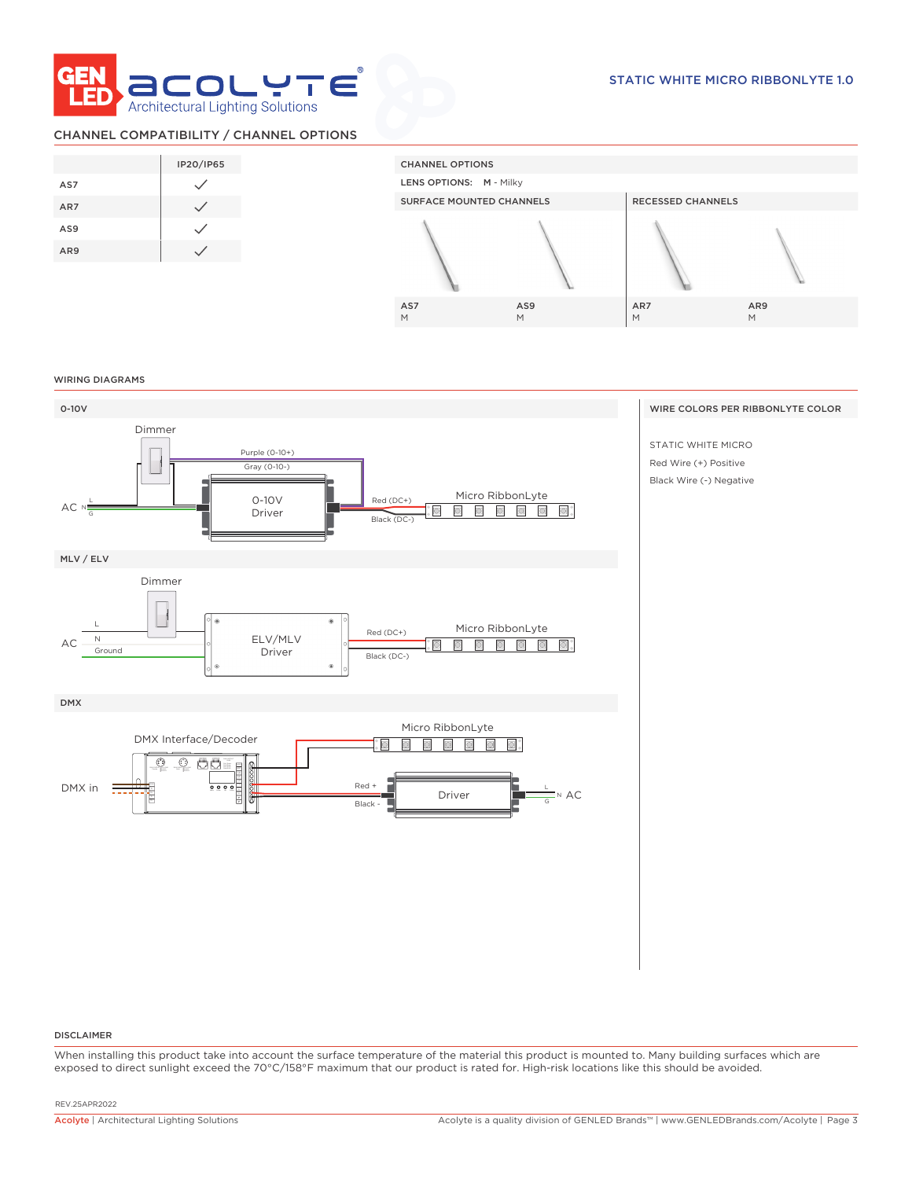STATIC WHITE MICRO RIBBONLYTE 1.0

## CHANNEL COMPATIBILITY / CHANNEL OPTIONS

| | IP20/IP65 |
|---|---|
| AS7 | ✓ |
| AR7 | ✓ |
| AS9 | ✓ |
| AR9 | ✓ |

**CHANNEL OPTIONS**

**LENS OPTIONS:** **M** - Milky

| SURFACE MOUNTED CHANNELS | | RECESSED CHANNELS | |
|---|---|---|---|
| AS7<br>M | AS9<br>M | AR7<br>M | AR9<br>M |

## WIRING DIAGRAMS

### 0-10V

Dimmer
Purple (0-10+)
Gray (0-10-)
AC L N G
0-10V Driver
Red (DC+)
Black (DC-)
Micro RibbonLyte

### MLV / ELV

Dimmer
AC L N Ground
ELV/MLV Driver
Red (DC+)
Black (DC-)
Micro RibbonLyte

### DMX

DMX Interface/Decoder
DMX in
Micro RibbonLyte
Red +
Black -
Driver
L N G AC

### WIRE COLORS PER RIBBONLYTE COLOR

STATIC WHITE MICRO

Red Wire (+) Positive

Black Wire (-) Negative

### DISCLAIMER

When installing this product take into account the surface temperature of the material this product is mounted to. Many building surfaces which are exposed to direct sunlight exceed the 70°C/158°F maximum that our product is rated for. High-risk locations like this should be avoided.

REV.25APR2022